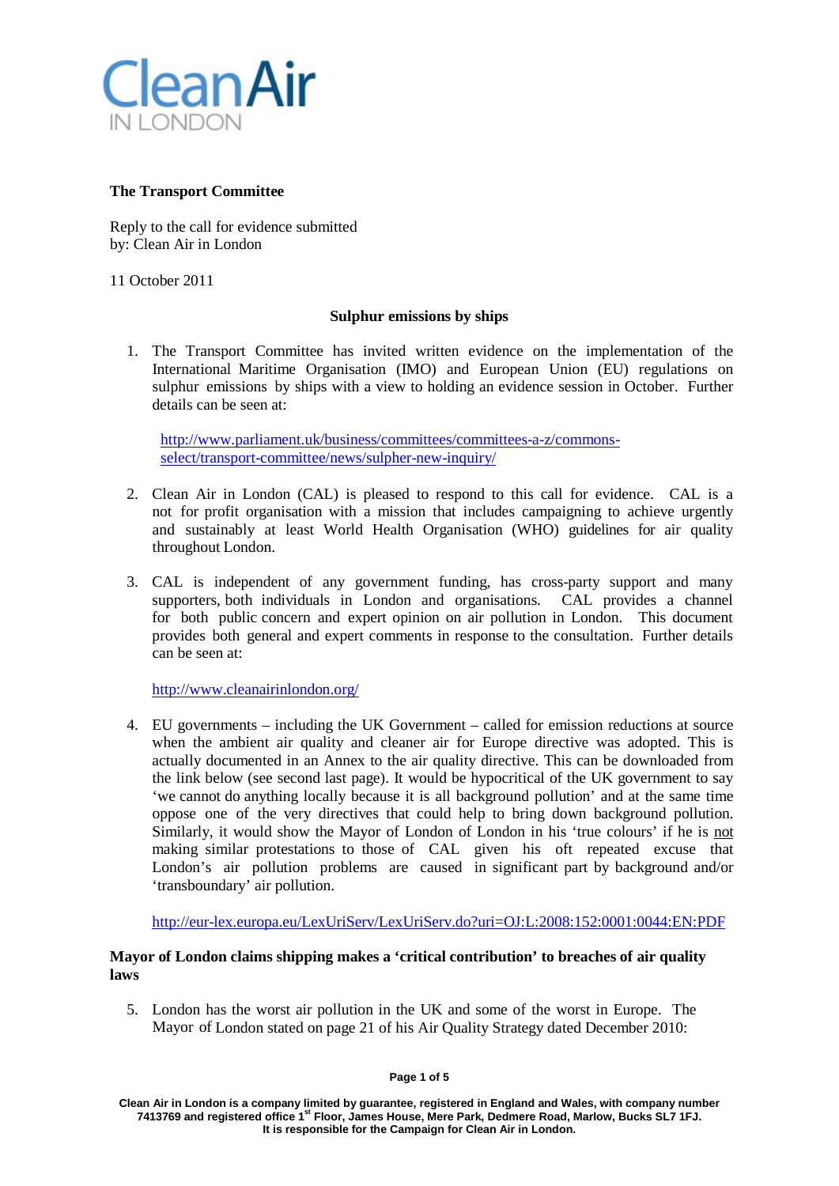Clean Air IN LONDON

**The Transport Committee**

Reply to the call for evidence submitted by: Clean Air in London

11 October 2011

**Sulphur emissions by ships**

1. The Transport Committee has invited written evidence on the implementation of the International Maritime Organisation (IMO) and European Union (EU) regulations on sulphur emissions by ships with a view to holding an evidence session in October. Further details can be seen at:

   http://www.parliament.uk/business/committees/committees-a-z/commons-select/transport-committee/news/sulpher-new-inquiry/

2. Clean Air in London (CAL) is pleased to respond to this call for evidence. CAL is a not for profit organisation with a mission that includes campaigning to achieve urgently and sustainably at least World Health Organisation (WHO) guidelines for air quality throughout London.

3. CAL is independent of any government funding, has cross-party support and many supporters, both individuals in London and organisations. CAL provides a channel for both public concern and expert opinion on air pollution in London. This document provides both general and expert comments in response to the consultation. Further details can be seen at:

   http://www.cleanairinlondon.org/

4. EU governments – including the UK Government – called for emission reductions at source when the ambient air quality and cleaner air for Europe directive was adopted. This is actually documented in an Annex to the air quality directive. This can be downloaded from the link below (see second last page). It would be hypocritical of the UK government to say 'we cannot do anything locally because it is all background pollution' and at the same time oppose one of the very directives that could help to bring down background pollution. Similarly, it would show the Mayor of London of London in his 'true colours' if he is not making similar protestations to those of CAL given his oft repeated excuse that London's air pollution problems are caused in significant part by background and/or 'transboundary' air pollution.

   http://eur-lex.europa.eu/LexUriServ/LexUriServ.do?uri=OJ:L:2008:152:0001:0044:EN:PDF

**Mayor of London claims shipping makes a 'critical contribution' to breaches of air quality laws**

5. London has the worst air pollution in the UK and some of the worst in Europe. The Mayor of London stated on page 21 of his Air Quality Strategy dated December 2010: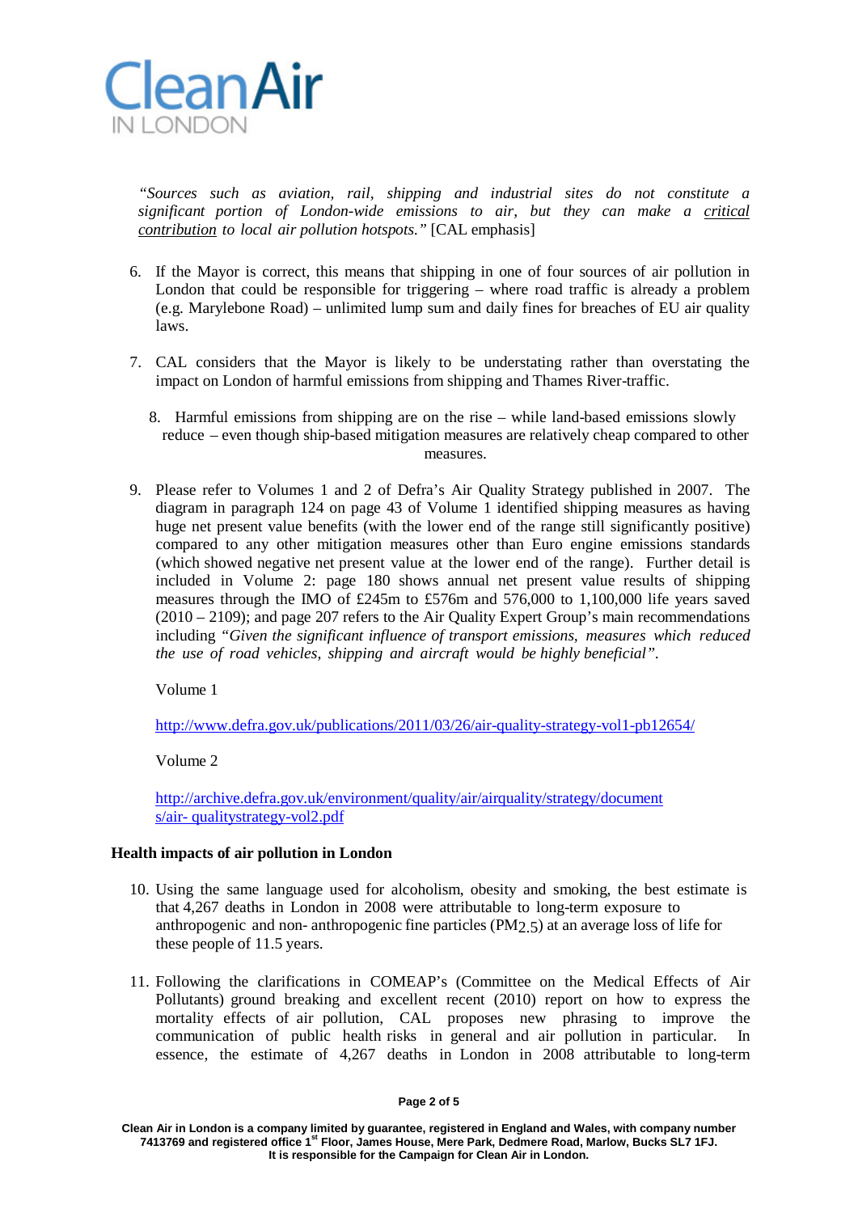*"Sources such as aviation, rail, shipping and industrial sites do not constitute a significant portion of London-wide emissions to air, but they can make a critical contribution to local air pollution hotspots."* [CAL emphasis]

6. If the Mayor is correct, this means that shipping in one of four sources of air pollution in London that could be responsible for triggering – where road traffic is already a problem (e.g. Marylebone Road) – unlimited lump sum and daily fines for breaches of EU air quality laws.

7. CAL considers that the Mayor is likely to be understating rather than overstating the impact on London of harmful emissions from shipping and Thames River-traffic.

8. Harmful emissions from shipping are on the rise – while land-based emissions slowly reduce – even though ship-based mitigation measures are relatively cheap compared to other measures.

9. Please refer to Volumes 1 and 2 of Defra's Air Quality Strategy published in 2007. The diagram in paragraph 124 on page 43 of Volume 1 identified shipping measures as having huge net present value benefits (with the lower end of the range still significantly positive) compared to any other mitigation measures other than Euro engine emissions standards (which showed negative net present value at the lower end of the range). Further detail is included in Volume 2: page 180 shows annual net present value results of shipping measures through the IMO of £245m to £576m and 576,000 to 1,100,000 life years saved (2010 – 2109); and page 207 refers to the Air Quality Expert Group's main recommendations including *"Given the significant influence of transport emissions, measures which reduced the use of road vehicles, shipping and aircraft would be highly beneficial"*.

   Volume 1

   http://www.defra.gov.uk/publications/2011/03/26/air-quality-strategy-vol1-pb12654/

   Volume 2

   http://archive.defra.gov.uk/environment/quality/air/airquality/strategy/documents/air-qualitystrategy-vol2.pdf

**Health impacts of air pollution in London**

10. Using the same language used for alcoholism, obesity and smoking, the best estimate is that 4,267 deaths in London in 2008 were attributable to long-term exposure to anthropogenic and non- anthropogenic fine particles ($PM_{2.5}$) at an average loss of life for these people of 11.5 years.

11. Following the clarifications in COMEAP's (Committee on the Medical Effects of Air Pollutants) ground breaking and excellent recent (2010) report on how to express the mortality effects of air pollution, CAL proposes new phrasing to improve the communication of public health risks in general and air pollution in particular. In essence, the estimate of 4,267 deaths in London in 2008 attributable to long-term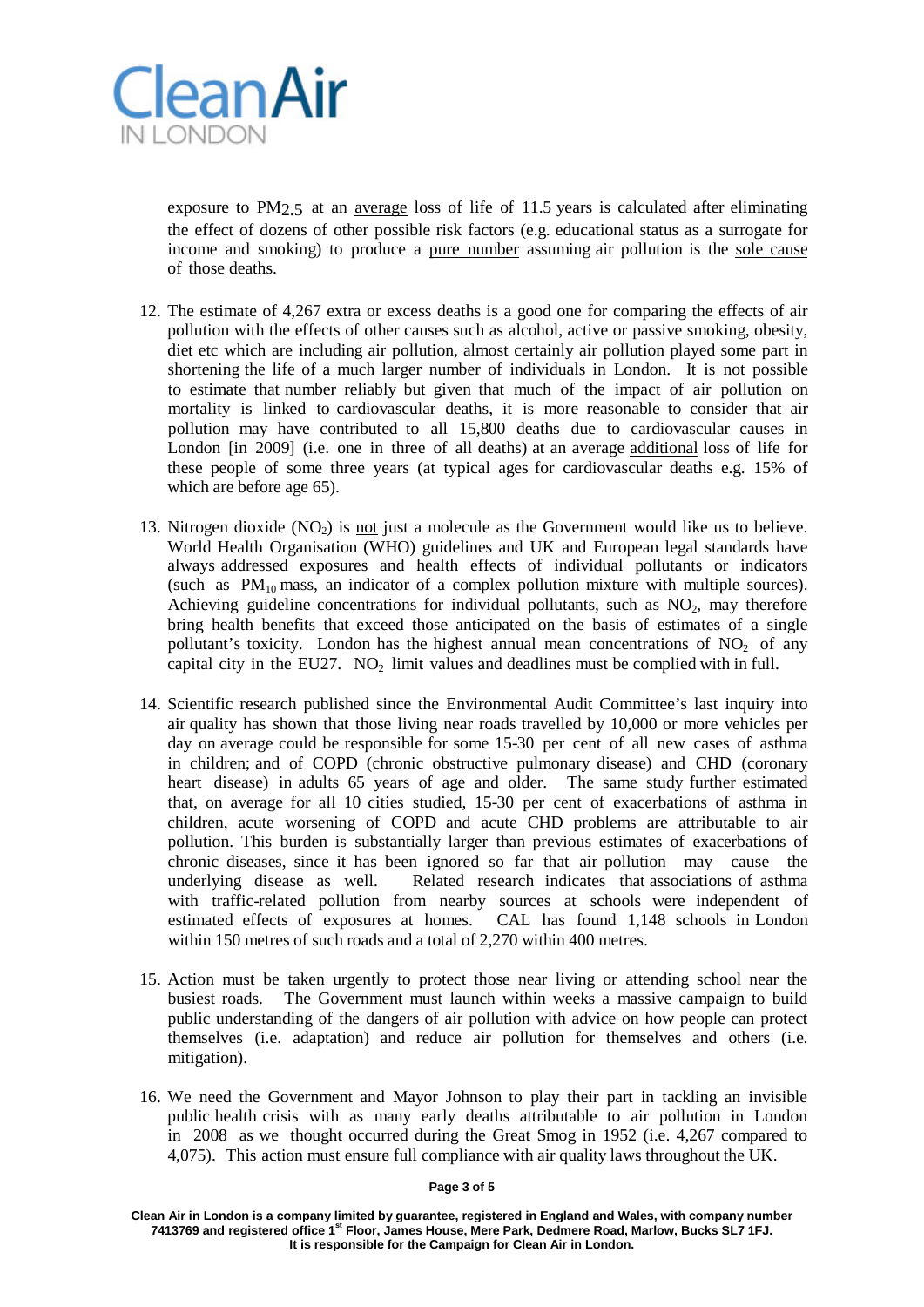exposure to $PM_{2.5}$ at an <u>average</u> loss of life of 11.5 years is calculated after eliminating the effect of dozens of other possible risk factors (e.g. educational status as a surrogate for income and smoking) to produce a <u>pure number</u> assuming air pollution is the <u>sole cause</u> of those deaths.

12. The estimate of 4,267 extra or excess deaths is a good one for comparing the effects of air pollution with the effects of other causes such as alcohol, active or passive smoking, obesity, diet etc which are including air pollution, almost certainly air pollution played some part in shortening the life of a much larger number of individuals in London. It is not possible to estimate that number reliably but given that much of the impact of air pollution on mortality is linked to cardiovascular deaths, it is more reasonable to consider that air pollution may have contributed to all 15,800 deaths due to cardiovascular causes in London [in 2009] (i.e. one in three of all deaths) at an average <u>additional</u> loss of life for these people of some three years (at typical ages for cardiovascular deaths e.g. 15% of which are before age 65).

13. Nitrogen dioxide ($NO_2$) is <u>not</u> just a molecule as the Government would like us to believe. World Health Organisation (WHO) guidelines and UK and European legal standards have always addressed exposures and health effects of individual pollutants or indicators (such as $PM_{10}$ mass, an indicator of a complex pollution mixture with multiple sources). Achieving guideline concentrations for individual pollutants, such as $NO_2$, may therefore bring health benefits that exceed those anticipated on the basis of estimates of a single pollutant's toxicity. London has the highest annual mean concentrations of $NO_2$ of any capital city in the EU27. $NO_2$ limit values and deadlines must be complied with in full.

14. Scientific research published since the Environmental Audit Committee's last inquiry into air quality has shown that those living near roads travelled by 10,000 or more vehicles per day on average could be responsible for some 15-30 per cent of all new cases of asthma in children; and of COPD (chronic obstructive pulmonary disease) and CHD (coronary heart disease) in adults 65 years of age and older. The same study further estimated that, on average for all 10 cities studied, 15-30 per cent of exacerbations of asthma in children, acute worsening of COPD and acute CHD problems are attributable to air pollution. This burden is substantially larger than previous estimates of exacerbations of chronic diseases, since it has been ignored so far that air pollution may cause the underlying disease as well. Related research indicates that associations of asthma with traffic-related pollution from nearby sources at schools were independent of estimated effects of exposures at homes. CAL has found 1,148 schools in London within 150 metres of such roads and a total of 2,270 within 400 metres.

15. Action must be taken urgently to protect those near living or attending school near the busiest roads. The Government must launch within weeks a massive campaign to build public understanding of the dangers of air pollution with advice on how people can protect themselves (i.e. adaptation) and reduce air pollution for themselves and others (i.e. mitigation).

16. We need the Government and Mayor Johnson to play their part in tackling an invisible public health crisis with as many early deaths attributable to air pollution in London in 2008 as we thought occurred during the Great Smog in 1952 (i.e. 4,267 compared to 4,075). This action must ensure full compliance with air quality laws throughout the UK.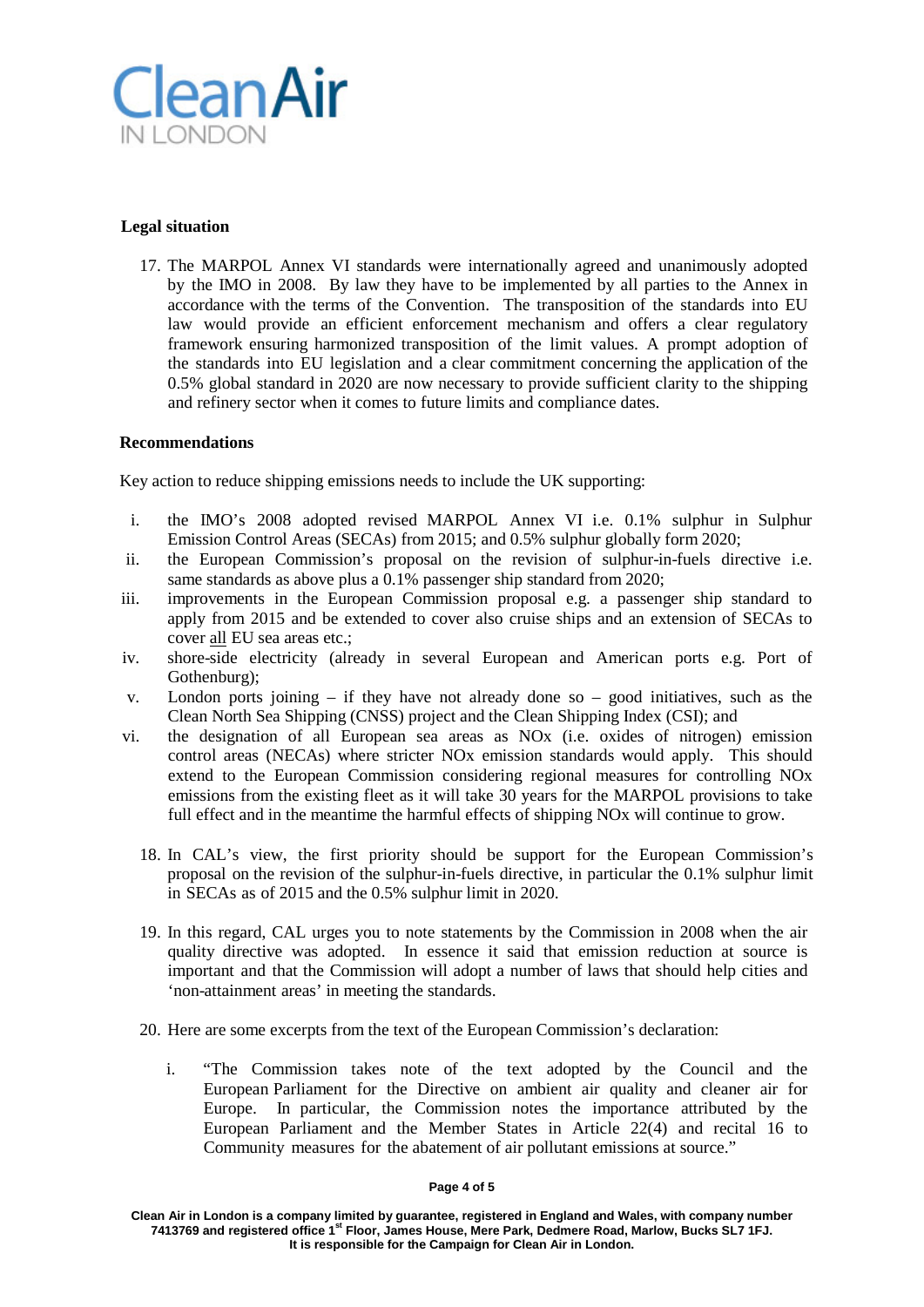**Legal situation**

17. The MARPOL Annex VI standards were internationally agreed and unanimously adopted by the IMO in 2008. By law they have to be implemented by all parties to the Annex in accordance with the terms of the Convention. The transposition of the standards into EU law would provide an efficient enforcement mechanism and offers a clear regulatory framework ensuring harmonized transposition of the limit values. A prompt adoption of the standards into EU legislation and a clear commitment concerning the application of the 0.5% global standard in 2020 are now necessary to provide sufficient clarity to the shipping and refinery sector when it comes to future limits and compliance dates.

**Recommendations**

Key action to reduce shipping emissions needs to include the UK supporting:

i. the IMO's 2008 adopted revised MARPOL Annex VI i.e. 0.1% sulphur in Sulphur Emission Control Areas (SECAs) from 2015; and 0.5% sulphur globally form 2020;
ii. the European Commission's proposal on the revision of sulphur-in-fuels directive i.e. same standards as above plus a 0.1% passenger ship standard from 2020;
iii. improvements in the European Commission proposal e.g. a passenger ship standard to apply from 2015 and be extended to cover also cruise ships and an extension of SECAs to cover all EU sea areas etc.;
iv. shore-side electricity (already in several European and American ports e.g. Port of Gothenburg);
v. London ports joining – if they have not already done so – good initiatives, such as the Clean North Sea Shipping (CNSS) project and the Clean Shipping Index (CSI); and
vi. the designation of all European sea areas as NOx (i.e. oxides of nitrogen) emission control areas (NECAs) where stricter NOx emission standards would apply. This should extend to the European Commission considering regional measures for controlling NOx emissions from the existing fleet as it will take 30 years for the MARPOL provisions to take full effect and in the meantime the harmful effects of shipping NOx will continue to grow.

18. In CAL's view, the first priority should be support for the European Commission's proposal on the revision of the sulphur-in-fuels directive, in particular the 0.1% sulphur limit in SECAs as of 2015 and the 0.5% sulphur limit in 2020.

19. In this regard, CAL urges you to note statements by the Commission in 2008 when the air quality directive was adopted. In essence it said that emission reduction at source is important and that the Commission will adopt a number of laws that should help cities and 'non-attainment areas' in meeting the standards.

20. Here are some excerpts from the text of the European Commission's declaration:

    i. "The Commission takes note of the text adopted by the Council and the European Parliament for the Directive on ambient air quality and cleaner air for Europe. In particular, the Commission notes the importance attributed by the European Parliament and the Member States in Article 22(4) and recital 16 to Community measures for the abatement of air pollutant emissions at source."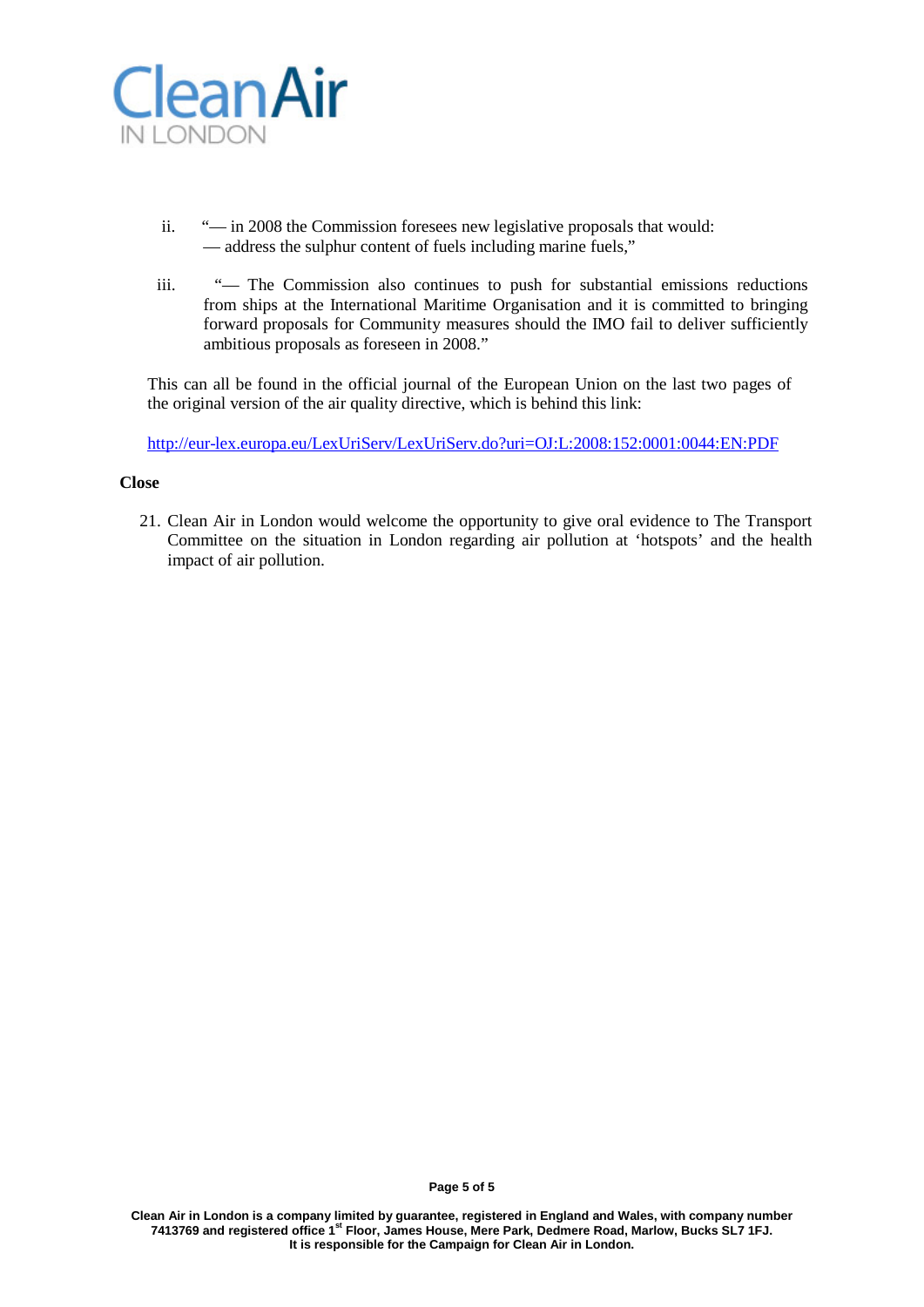ii. "— in 2008 the Commission foresees new legislative proposals that would:
— address the sulphur content of fuels including marine fuels,"

iii. "— The Commission also continues to push for substantial emissions reductions from ships at the International Maritime Organisation and it is committed to bringing forward proposals for Community measures should the IMO fail to deliver sufficiently ambitious proposals as foreseen in 2008."

This can all be found in the official journal of the European Union on the last two pages of the original version of the air quality directive, which is behind this link:

http://eur-lex.europa.eu/LexUriServ/LexUriServ.do?uri=OJ:L:2008:152:0001:0044:EN:PDF

**Close**

21. Clean Air in London would welcome the opportunity to give oral evidence to The Transport Committee on the situation in London regarding air pollution at 'hotspots' and the health impact of air pollution.